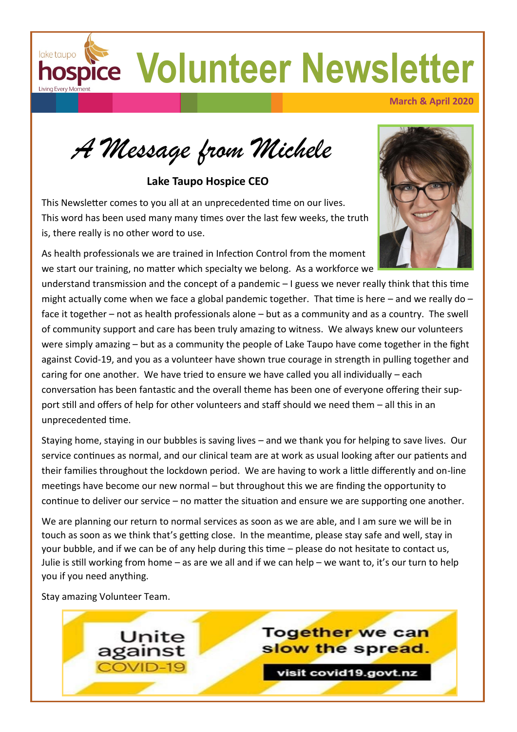lake taupo **hospice** Living Every Moment

# Volunteer Newsletter

**March & April 2020**

## *A Message from Michele*

**Lake Taupo Hospice CEO**

This Newsletter comes to you all at an unprecedented time on our lives. This word has been used many many times over the last few weeks, the truth is, there really is no other word to use.

As health professionals we are trained in Infection Control from the moment we start our training, no matter which specialty we belong. As a workforce we understand transmission and the concept of a pandemic – I guess we never really think that this time might actually come when we face a global pandemic together. That time is here – and we really do – face it together – not as health professionals alone – but as a community and as a country. The swell of community support and care has been truly amazing to witness. We always knew our volunteers were simply amazing – but as a community the people of Lake Taupo have come together in the fight against Covid-19, and you as a volunteer have shown true courage in strength in pulling together and caring for one another. We have tried to ensure we have called you all individually – each conversation has been fantastic and the overall theme has been one of everyone offering their support still and offers of help for other volunteers and staff should we need them – all this in an unprecedented time.

Staying home, staying in our bubbles is saving lives – and we thank you for helping to save lives. Our service continues as normal, and our clinical team are at work as usual looking after our patients and their families throughout the lockdown period. We are having to work a little differently and on-line meetings have become our new normal – but throughout this we are finding the opportunity to continue to deliver our service – no matter the situation and ensure we are supporting one another.

We are planning our return to normal services as soon as we are able, and I am sure we will be in touch as soon as we think that's getting close. In the meantime, please stay safe and well, stay in your bubble, and if we can be of any help during this time – please do not hesitate to contact us, Julie is still working from home – as are we all and if we can help – we want to, it's our turn to help you if you need anything.

Stay amazing Volunteer Team.

Unite against COVID-19

Together we can slow the spread.

visit covid19.govt.nz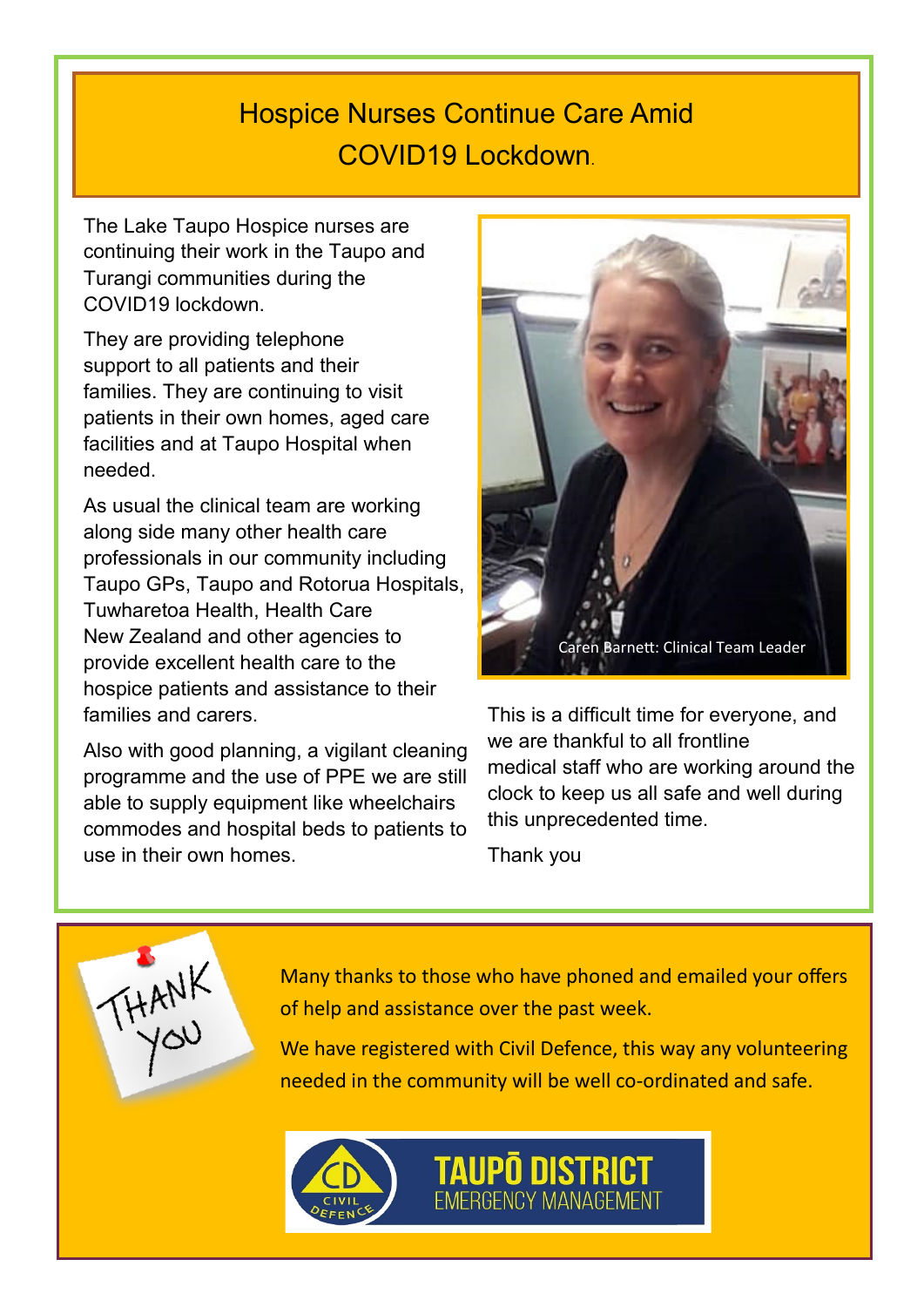# Hospice Nurses Continue Care Amid COVID19 Lockdown.

The Lake Taupo Hospice nurses are continuing their work in the Taupo and Turangi communities during the COVID19 lockdown.

They are providing telephone support to all patients and their families. They are continuing to visit patients in their own homes, aged care facilities and at Taupo Hospital when needed.

As usual the clinical team are working along side many other health care professionals in our community including Taupo GPs, Taupo and Rotorua Hospitals, Tuwharetoa Health, Health Care New Zealand and other agencies to provide excellent health care to the hospice patients and assistance to their families and carers.

Also with good planning, a vigilant cleaning programme and the use of PPE we are still able to supply equipment like wheelchairs commodes and hospital beds to patients to use in their own homes.

Caren Barnett: Clinical Team Leader

This is a difficult time for everyone, and we are thankful to all frontline medical staff who are working around the clock to keep us all safe and well during this unprecedented time.

Thank you

THANK YOU

Many thanks to those who have phoned and emailed your offers of help and assistance over the past week.

We have registered with Civil Defence, this way any volunteering needed in the community will be well co-ordinated and safe.

CD CIVIL DEFENCE — TAUPŌ DISTRICT EMERGENCY MANAGEMENT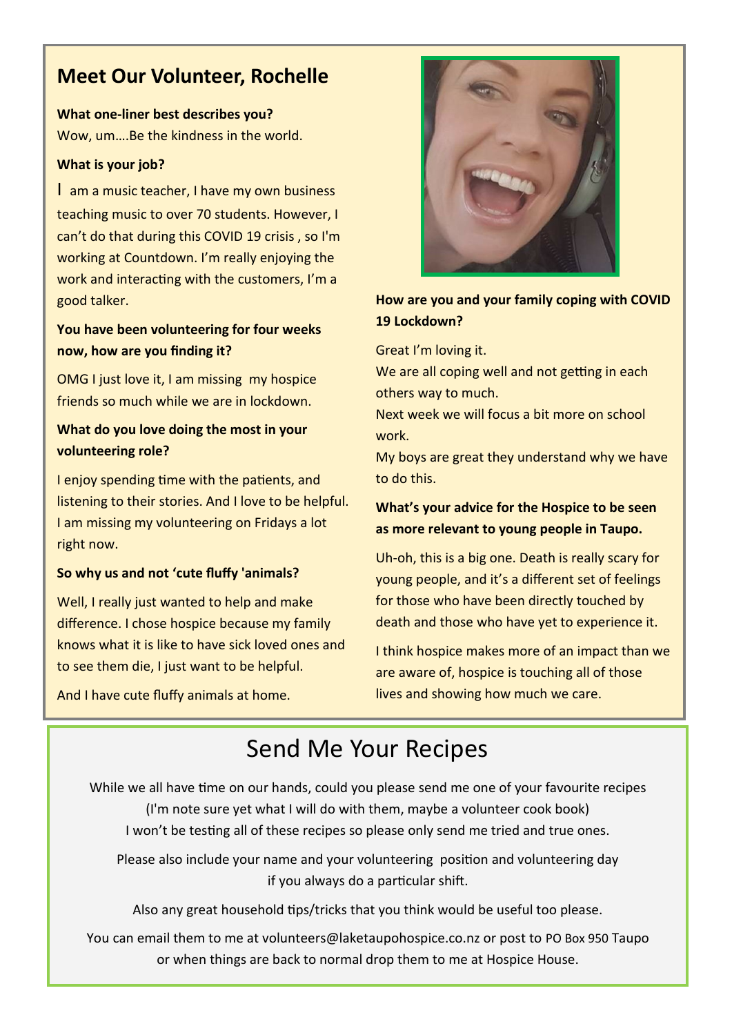## Meet Our Volunteer, Rochelle

**What one-liner best describes you?**

Wow, um….Be the kindness in the world.

**What is your job?**

I am a music teacher, I have my own business teaching music to over 70 students. However, I can't do that during this COVID 19 crisis , so I'm working at Countdown. I'm really enjoying the work and interacting with the customers, I'm a good talker.

**You have been volunteering for four weeks now, how are you finding it?**

OMG I just love it, I am missing my hospice friends so much while we are in lockdown.

**What do you love doing the most in your volunteering role?**

I enjoy spending time with the patients, and listening to their stories. And I love to be helpful. I am missing my volunteering on Fridays a lot right now.

**So why us and not 'cute fluffy 'animals?**

Well, I really just wanted to help and make difference. I chose hospice because my family knows what it is like to have sick loved ones and to see them die, I just want to be helpful.

And I have cute fluffy animals at home.

**How are you and your family coping with COVID 19 Lockdown?**

Great I'm loving it.
We are all coping well and not getting in each others way to much.
Next week we will focus a bit more on school work.
My boys are great they understand why we have to do this.

**What's your advice for the Hospice to be seen as more relevant to young people in Taupo.**

Uh-oh, this is a big one. Death is really scary for young people, and it's a different set of feelings for those who have been directly touched by death and those who have yet to experience it.

I think hospice makes more of an impact than we are aware of, hospice is touching all of those lives and showing how much we care.

## Send Me Your Recipes

While we all have time on our hands, could you please send me one of your favourite recipes (I'm note sure yet what I will do with them, maybe a volunteer cook book) I won't be testing all of these recipes so please only send me tried and true ones.

Please also include your name and your volunteering position and volunteering day if you always do a particular shift.

Also any great household tips/tricks that you think would be useful too please.

You can email them to me at volunteers@laketaupohospice.co.nz or post to PO Box 950 Taupo or when things are back to normal drop them to me at Hospice House.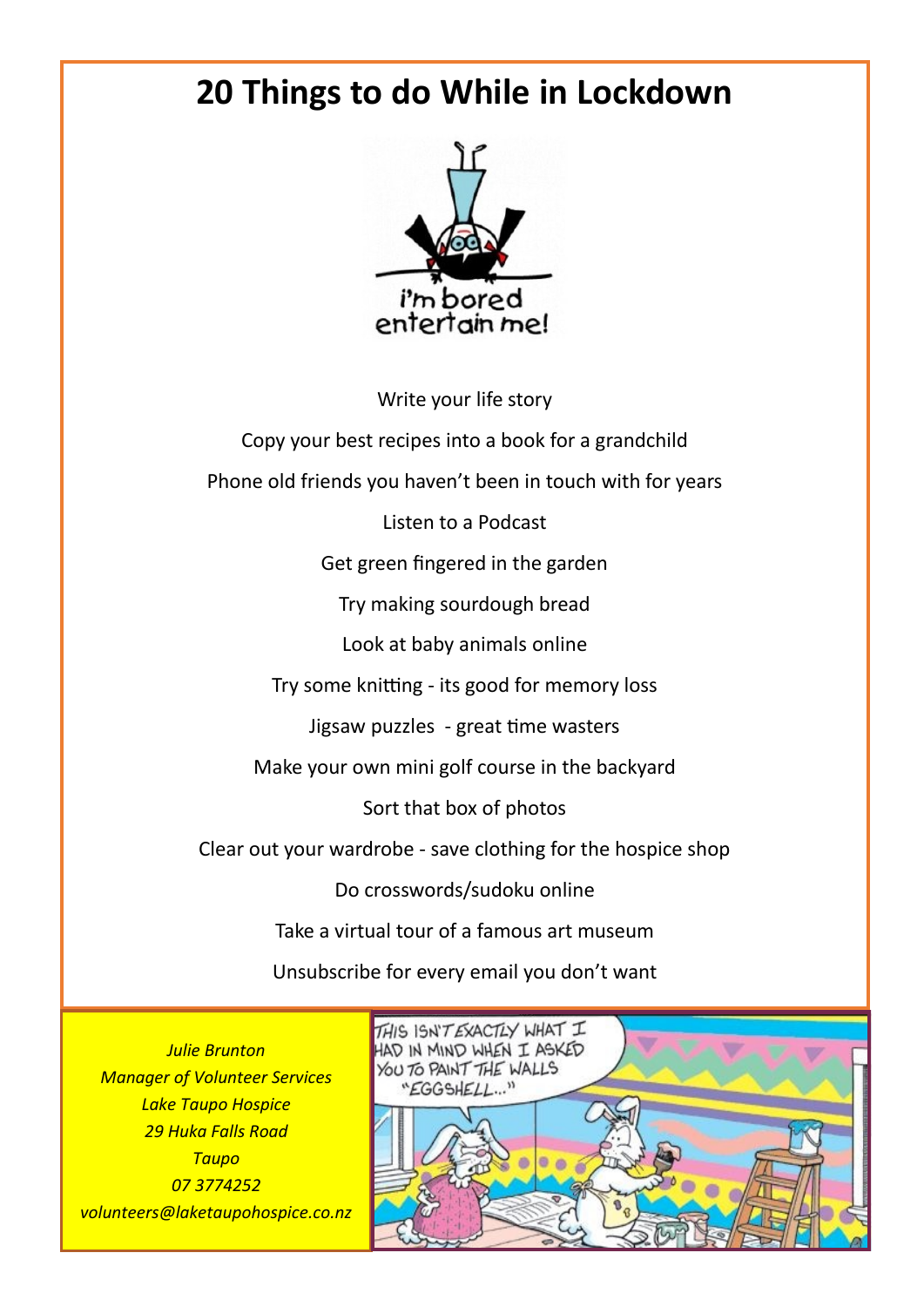# 20 Things to do While in Lockdown

Write your life story

Copy your best recipes into a book for a grandchild

Phone old friends you haven't been in touch with for years

Listen to a Podcast

Get green fingered in the garden

Try making sourdough bread

Look at baby animals online

Try some knitting - its good for memory loss

Jigsaw puzzles - great time wasters

Make your own mini golf course in the backyard

Sort that box of photos

Clear out your wardrobe - save clothing for the hospice shop

Do crosswords/sudoku online

Take a virtual tour of a famous art museum

Unsubscribe for every email you don't want

*Julie Brunton*
*Manager of Volunteer Services*
*Lake Taupo Hospice*
*29 Huka Falls Road*
*Taupo*
*07 3774252*
*volunteers@laketaupohospice.co.nz*